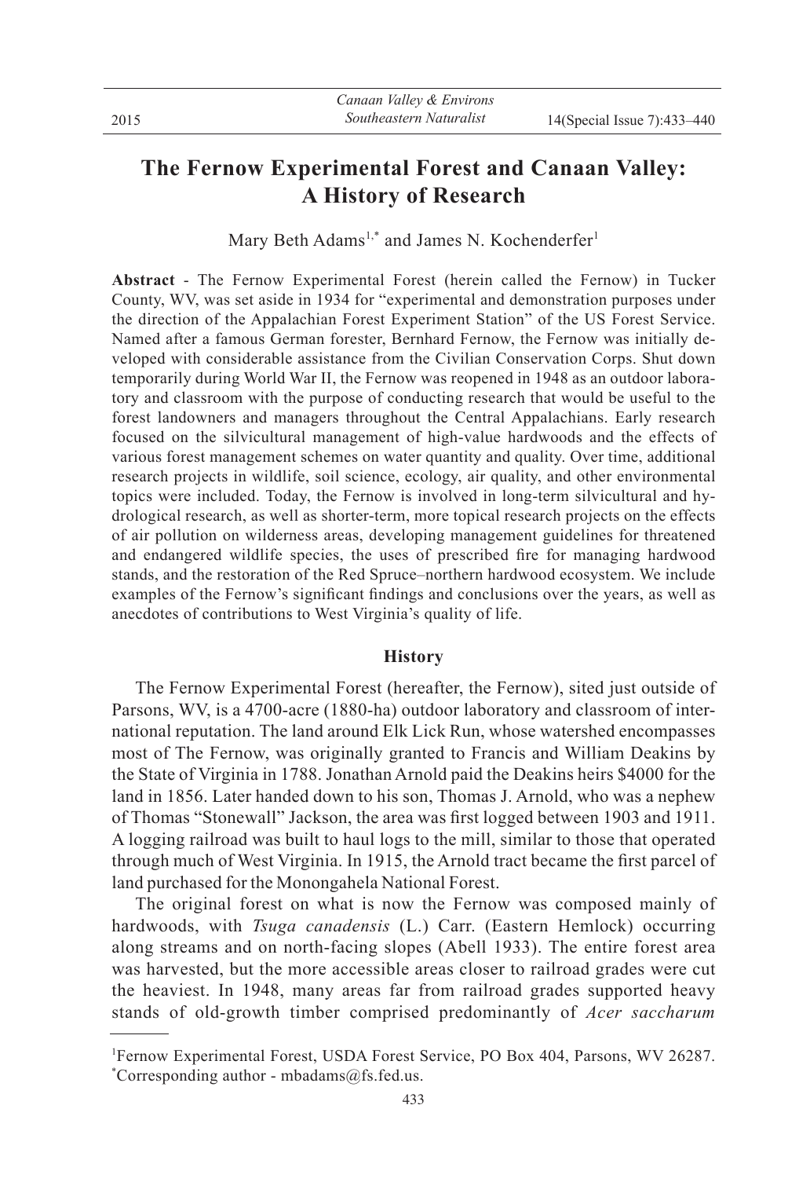# The Fernow Experimental Forest and Canaan Valley: A History of Research

Mary Beth Adams[1,*] and James N. Kochenderfer[1]

**Abstract** - The Fernow Experimental Forest (herein called the Fernow) in Tucker County, WV, was set aside in 1934 for "experimental and demonstration purposes under the direction of the Appalachian Forest Experiment Station" of the US Forest Service. Named after a famous German forester, Bernhard Fernow, the Fernow was initially developed with considerable assistance from the Civilian Conservation Corps. Shut down temporarily during World War II, the Fernow was reopened in 1948 as an outdoor laboratory and classroom with the purpose of conducting research that would be useful to the forest landowners and managers throughout the Central Appalachians. Early research focused on the silvicultural management of high-value hardwoods and the effects of various forest management schemes on water quantity and quality. Over time, additional research projects in wildlife, soil science, ecology, air quality, and other environmental topics were included. Today, the Fernow is involved in long-term silvicultural and hydrological research, as well as shorter-term, more topical research projects on the effects of air pollution on wilderness areas, developing management guidelines for threatened and endangered wildlife species, the uses of prescribed fire for managing hardwood stands, and the restoration of the Red Spruce–northern hardwood ecosystem. We include examples of the Fernow's significant findings and conclusions over the years, as well as anecdotes of contributions to West Virginia's quality of life.

## History

The Fernow Experimental Forest (hereafter, the Fernow), sited just outside of Parsons, WV, is a 4700-acre (1880-ha) outdoor laboratory and classroom of international reputation. The land around Elk Lick Run, whose watershed encompasses most of The Fernow, was originally granted to Francis and William Deakins by the State of Virginia in 1788. Jonathan Arnold paid the Deakins heirs $4000 for the land in 1856. Later handed down to his son, Thomas J. Arnold, who was a nephew of Thomas "Stonewall" Jackson, the area was first logged between 1903 and 1911. A logging railroad was built to haul logs to the mill, similar to those that operated through much of West Virginia. In 1915, the Arnold tract became the first parcel of land purchased for the Monongahela National Forest.

The original forest on what is now the Fernow was composed mainly of hardwoods, with *Tsuga canadensis* (L.) Carr. (Eastern Hemlock) occurring along streams and on north-facing slopes (Abell 1933). The entire forest area was harvested, but the more accessible areas closer to railroad grades were cut the heaviest. In 1948, many areas far from railroad grades supported heavy stands of old-growth timber comprised predominantly of *Acer saccharum*

---

[1]Fernow Experimental Forest, USDA Forest Service, PO Box 404, Parsons, WV 26287.
[*]Corresponding author - mbadams@fs.fed.us.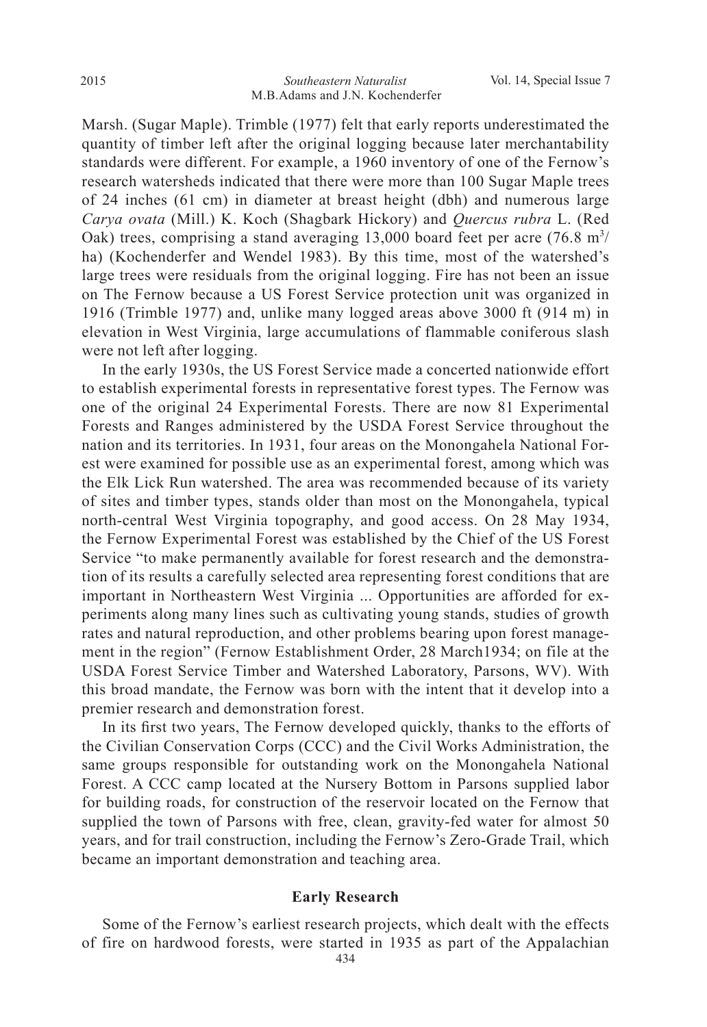Marsh. (Sugar Maple). Trimble (1977) felt that early reports underestimated the quantity of timber left after the original logging because later merchantability standards were different. For example, a 1960 inventory of one of the Fernow's research watersheds indicated that there were more than 100 Sugar Maple trees of 24 inches (61 cm) in diameter at breast height (dbh) and numerous large *Carya ovata* (Mill.) K. Koch (Shagbark Hickory) and *Quercus rubra* L. (Red Oak) trees, comprising a stand averaging 13,000 board feet per acre (76.8 $m^3$/ha) (Kochenderfer and Wendel 1983). By this time, most of the watershed's large trees were residuals from the original logging. Fire has not been an issue on The Fernow because a US Forest Service protection unit was organized in 1916 (Trimble 1977) and, unlike many logged areas above 3000 ft (914 m) in elevation in West Virginia, large accumulations of flammable coniferous slash were not left after logging.

In the early 1930s, the US Forest Service made a concerted nationwide effort to establish experimental forests in representative forest types. The Fernow was one of the original 24 Experimental Forests. There are now 81 Experimental Forests and Ranges administered by the USDA Forest Service throughout the nation and its territories. In 1931, four areas on the Monongahela National Forest were examined for possible use as an experimental forest, among which was the Elk Lick Run watershed. The area was recommended because of its variety of sites and timber types, stands older than most on the Monongahela, typical north-central West Virginia topography, and good access. On 28 May 1934, the Fernow Experimental Forest was established by the Chief of the US Forest Service "to make permanently available for forest research and the demonstration of its results a carefully selected area representing forest conditions that are important in Northeastern West Virginia ... Opportunities are afforded for experiments along many lines such as cultivating young stands, studies of growth rates and natural reproduction, and other problems bearing upon forest management in the region" (Fernow Establishment Order, 28 March1934; on file at the USDA Forest Service Timber and Watershed Laboratory, Parsons, WV). With this broad mandate, the Fernow was born with the intent that it develop into a premier research and demonstration forest.

In its first two years, The Fernow developed quickly, thanks to the efforts of the Civilian Conservation Corps (CCC) and the Civil Works Administration, the same groups responsible for outstanding work on the Monongahela National Forest. A CCC camp located at the Nursery Bottom in Parsons supplied labor for building roads, for construction of the reservoir located on the Fernow that supplied the town of Parsons with free, clean, gravity-fed water for almost 50 years, and for trail construction, including the Fernow's Zero-Grade Trail, which became an important demonstration and teaching area.

## Early Research

Some of the Fernow's earliest research projects, which dealt with the effects of fire on hardwood forests, were started in 1935 as part of the Appalachian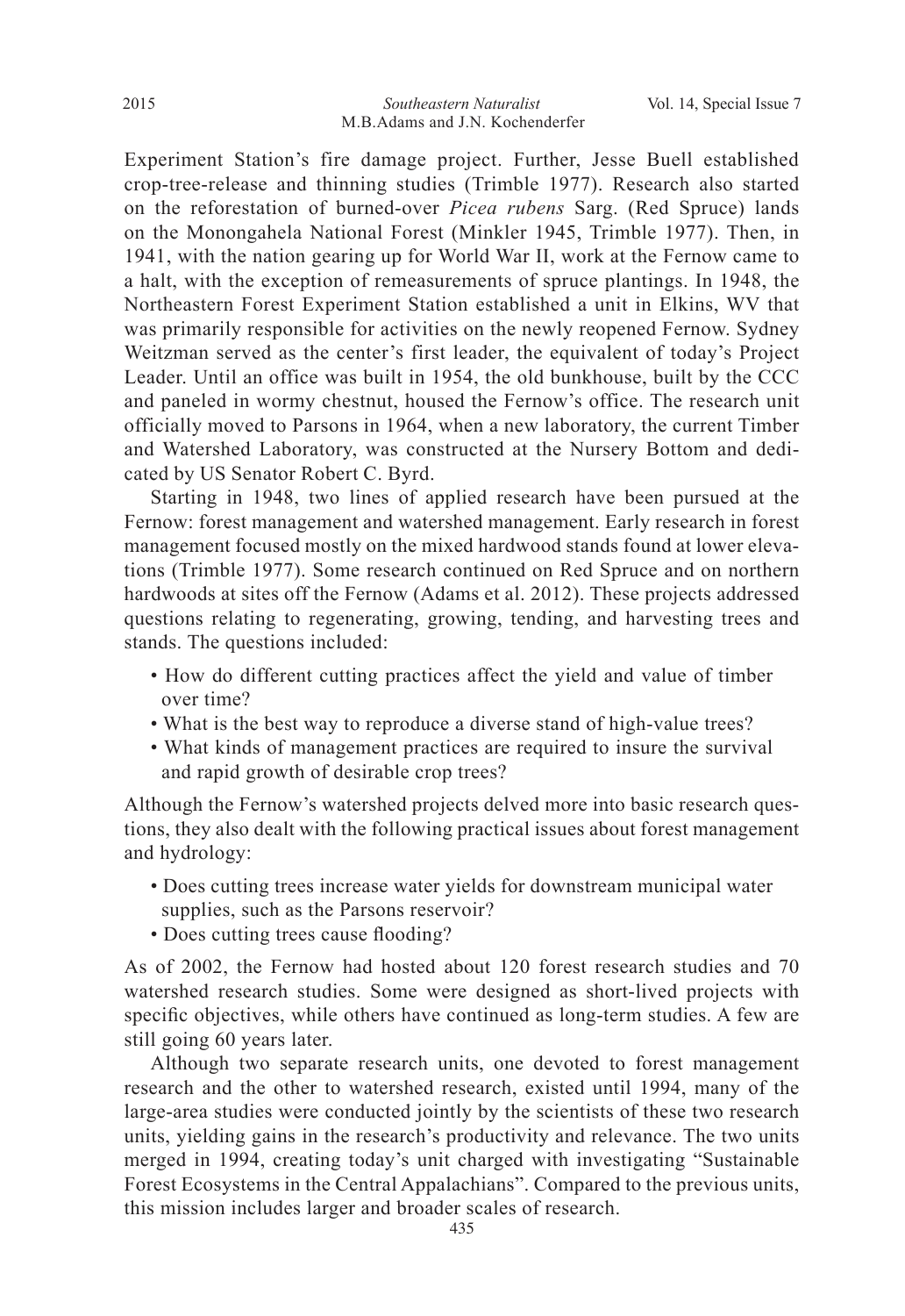Experiment Station's fire damage project. Further, Jesse Buell established crop-tree-release and thinning studies (Trimble 1977). Research also started on the reforestation of burned-over *Picea rubens* Sarg. (Red Spruce) lands on the Monongahela National Forest (Minkler 1945, Trimble 1977). Then, in 1941, with the nation gearing up for World War II, work at the Fernow came to a halt, with the exception of remeasurements of spruce plantings. In 1948, the Northeastern Forest Experiment Station established a unit in Elkins, WV that was primarily responsible for activities on the newly reopened Fernow. Sydney Weitzman served as the center's first leader, the equivalent of today's Project Leader. Until an office was built in 1954, the old bunkhouse, built by the CCC and paneled in wormy chestnut, housed the Fernow's office. The research unit officially moved to Parsons in 1964, when a new laboratory, the current Timber and Watershed Laboratory, was constructed at the Nursery Bottom and dedicated by US Senator Robert C. Byrd.

Starting in 1948, two lines of applied research have been pursued at the Fernow: forest management and watershed management. Early research in forest management focused mostly on the mixed hardwood stands found at lower elevations (Trimble 1977). Some research continued on Red Spruce and on northern hardwoods at sites off the Fernow (Adams et al. 2012). These projects addressed questions relating to regenerating, growing, tending, and harvesting trees and stands. The questions included:

- How do different cutting practices affect the yield and value of timber over time?
- What is the best way to reproduce a diverse stand of high-value trees?
- What kinds of management practices are required to insure the survival and rapid growth of desirable crop trees?

Although the Fernow's watershed projects delved more into basic research questions, they also dealt with the following practical issues about forest management and hydrology:

- Does cutting trees increase water yields for downstream municipal water supplies, such as the Parsons reservoir?
- Does cutting trees cause flooding?

As of 2002, the Fernow had hosted about 120 forest research studies and 70 watershed research studies. Some were designed as short-lived projects with specific objectives, while others have continued as long-term studies. A few are still going 60 years later.

Although two separate research units, one devoted to forest management research and the other to watershed research, existed until 1994, many of the large-area studies were conducted jointly by the scientists of these two research units, yielding gains in the research's productivity and relevance. The two units merged in 1994, creating today's unit charged with investigating "Sustainable Forest Ecosystems in the Central Appalachians". Compared to the previous units, this mission includes larger and broader scales of research.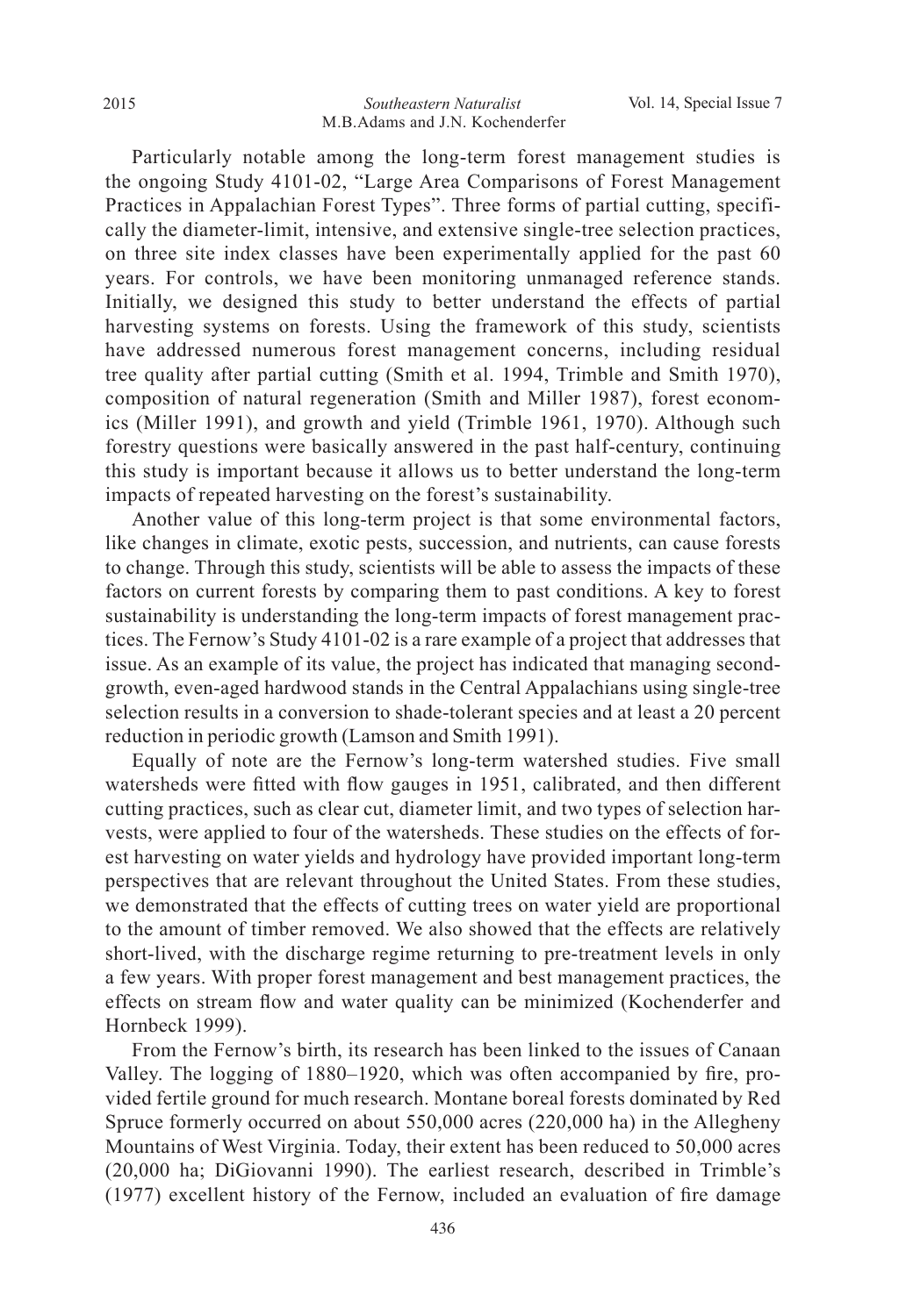Particularly notable among the long-term forest management studies is the ongoing Study 4101-02, "Large Area Comparisons of Forest Management Practices in Appalachian Forest Types". Three forms of partial cutting, specifically the diameter-limit, intensive, and extensive single-tree selection practices, on three site index classes have been experimentally applied for the past 60 years. For controls, we have been monitoring unmanaged reference stands. Initially, we designed this study to better understand the effects of partial harvesting systems on forests. Using the framework of this study, scientists have addressed numerous forest management concerns, including residual tree quality after partial cutting (Smith et al. 1994, Trimble and Smith 1970), composition of natural regeneration (Smith and Miller 1987), forest economics (Miller 1991), and growth and yield (Trimble 1961, 1970). Although such forestry questions were basically answered in the past half-century, continuing this study is important because it allows us to better understand the long-term impacts of repeated harvesting on the forest's sustainability.

Another value of this long-term project is that some environmental factors, like changes in climate, exotic pests, succession, and nutrients, can cause forests to change. Through this study, scientists will be able to assess the impacts of these factors on current forests by comparing them to past conditions. A key to forest sustainability is understanding the long-term impacts of forest management practices. The Fernow's Study 4101-02 is a rare example of a project that addresses that issue. As an example of its value, the project has indicated that managing second-growth, even-aged hardwood stands in the Central Appalachians using single-tree selection results in a conversion to shade-tolerant species and at least a 20 percent reduction in periodic growth (Lamson and Smith 1991).

Equally of note are the Fernow's long-term watershed studies. Five small watersheds were fitted with flow gauges in 1951, calibrated, and then different cutting practices, such as clear cut, diameter limit, and two types of selection harvests, were applied to four of the watersheds. These studies on the effects of forest harvesting on water yields and hydrology have provided important long-term perspectives that are relevant throughout the United States. From these studies, we demonstrated that the effects of cutting trees on water yield are proportional to the amount of timber removed. We also showed that the effects are relatively short-lived, with the discharge regime returning to pre-treatment levels in only a few years. With proper forest management and best management practices, the effects on stream flow and water quality can be minimized (Kochenderfer and Hornbeck 1999).

From the Fernow's birth, its research has been linked to the issues of Canaan Valley. The logging of 1880–1920, which was often accompanied by fire, provided fertile ground for much research. Montane boreal forests dominated by Red Spruce formerly occurred on about 550,000 acres (220,000 ha) in the Allegheny Mountains of West Virginia. Today, their extent has been reduced to 50,000 acres (20,000 ha; DiGiovanni 1990). The earliest research, described in Trimble's (1977) excellent history of the Fernow, included an evaluation of fire damage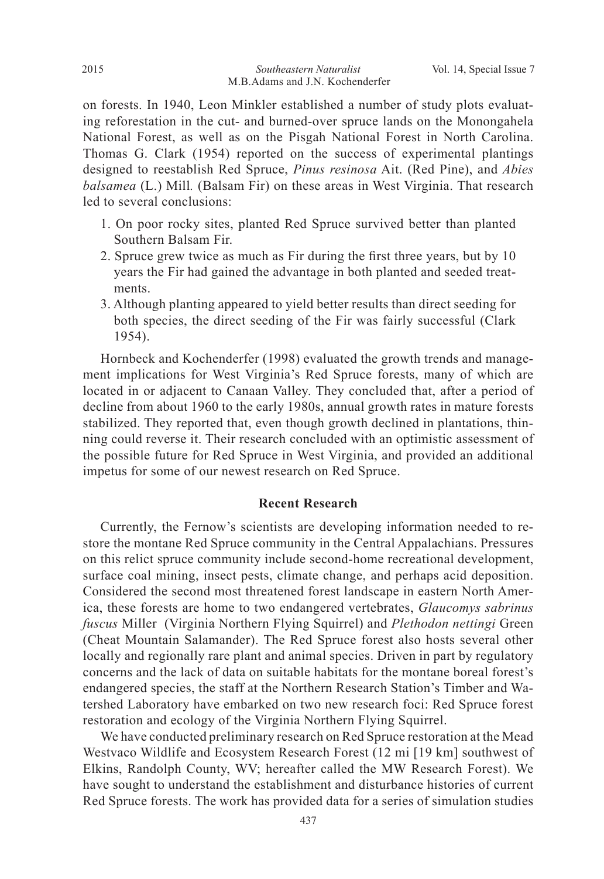on forests. In 1940, Leon Minkler established a number of study plots evaluating reforestation in the cut- and burned-over spruce lands on the Monongahela National Forest, as well as on the Pisgah National Forest in North Carolina. Thomas G. Clark (1954) reported on the success of experimental plantings designed to reestablish Red Spruce, *Pinus resinosa* Ait. (Red Pine), and *Abies balsamea* (L.) Mill. (Balsam Fir) on these areas in West Virginia. That research led to several conclusions:

1. On poor rocky sites, planted Red Spruce survived better than planted Southern Balsam Fir.
2. Spruce grew twice as much as Fir during the first three years, but by 10 years the Fir had gained the advantage in both planted and seeded treatments.
3. Although planting appeared to yield better results than direct seeding for both species, the direct seeding of the Fir was fairly successful (Clark 1954).

Hornbeck and Kochenderfer (1998) evaluated the growth trends and management implications for West Virginia's Red Spruce forests, many of which are located in or adjacent to Canaan Valley. They concluded that, after a period of decline from about 1960 to the early 1980s, annual growth rates in mature forests stabilized. They reported that, even though growth declined in plantations, thinning could reverse it. Their research concluded with an optimistic assessment of the possible future for Red Spruce in West Virginia, and provided an additional impetus for some of our newest research on Red Spruce.

## Recent Research

Currently, the Fernow's scientists are developing information needed to restore the montane Red Spruce community in the Central Appalachians. Pressures on this relict spruce community include second-home recreational development, surface coal mining, insect pests, climate change, and perhaps acid deposition. Considered the second most threatened forest landscape in eastern North America, these forests are home to two endangered vertebrates, *Glaucomys sabrinus fuscus* Miller (Virginia Northern Flying Squirrel) and *Plethodon nettingi* Green (Cheat Mountain Salamander). The Red Spruce forest also hosts several other locally and regionally rare plant and animal species. Driven in part by regulatory concerns and the lack of data on suitable habitats for the montane boreal forest's endangered species, the staff at the Northern Research Station's Timber and Watershed Laboratory have embarked on two new research foci: Red Spruce forest restoration and ecology of the Virginia Northern Flying Squirrel.

We have conducted preliminary research on Red Spruce restoration at the Mead Westvaco Wildlife and Ecosystem Research Forest (12 mi [19 km] southwest of Elkins, Randolph County, WV; hereafter called the MW Research Forest). We have sought to understand the establishment and disturbance histories of current Red Spruce forests. The work has provided data for a series of simulation studies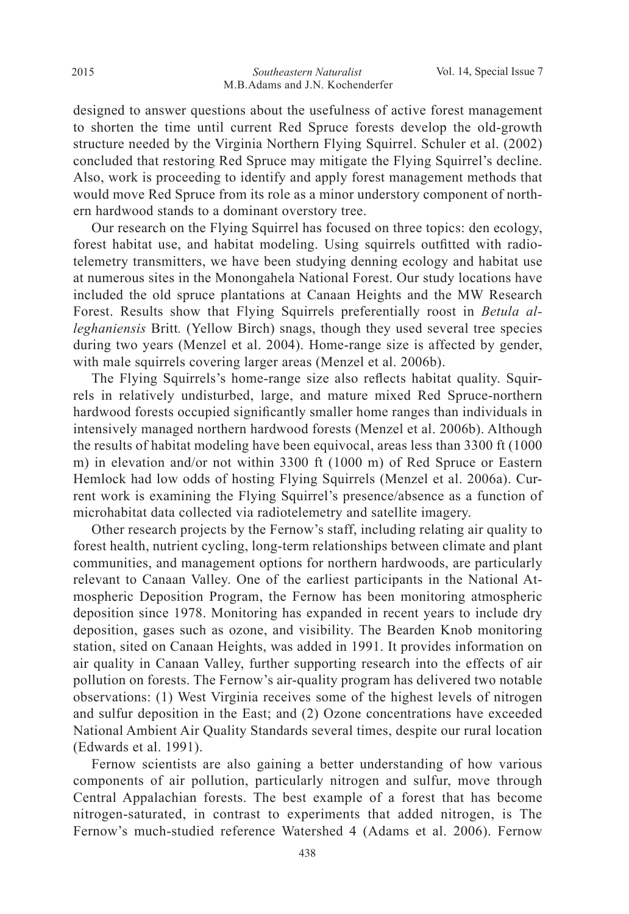designed to answer questions about the usefulness of active forest management to shorten the time until current Red Spruce forests develop the old-growth structure needed by the Virginia Northern Flying Squirrel. Schuler et al. (2002) concluded that restoring Red Spruce may mitigate the Flying Squirrel's decline. Also, work is proceeding to identify and apply forest management methods that would move Red Spruce from its role as a minor understory component of northern hardwood stands to a dominant overstory tree.

Our research on the Flying Squirrel has focused on three topics: den ecology, forest habitat use, and habitat modeling. Using squirrels outfitted with radio-telemetry transmitters, we have been studying denning ecology and habitat use at numerous sites in the Monongahela National Forest. Our study locations have included the old spruce plantations at Canaan Heights and the MW Research Forest. Results show that Flying Squirrels preferentially roost in *Betula alleghaniensis* Britt. (Yellow Birch) snags, though they used several tree species during two years (Menzel et al. 2004). Home-range size is affected by gender, with male squirrels covering larger areas (Menzel et al. 2006b).

The Flying Squirrels's home-range size also reflects habitat quality. Squirrels in relatively undisturbed, large, and mature mixed Red Spruce-northern hardwood forests occupied significantly smaller home ranges than individuals in intensively managed northern hardwood forests (Menzel et al. 2006b). Although the results of habitat modeling have been equivocal, areas less than 3300 ft (1000 m) in elevation and/or not within 3300 ft (1000 m) of Red Spruce or Eastern Hemlock had low odds of hosting Flying Squirrels (Menzel et al. 2006a). Current work is examining the Flying Squirrel's presence/absence as a function of microhabitat data collected via radiotelemetry and satellite imagery.

Other research projects by the Fernow's staff, including relating air quality to forest health, nutrient cycling, long-term relationships between climate and plant communities, and management options for northern hardwoods, are particularly relevant to Canaan Valley. One of the earliest participants in the National Atmospheric Deposition Program, the Fernow has been monitoring atmospheric deposition since 1978. Monitoring has expanded in recent years to include dry deposition, gases such as ozone, and visibility. The Bearden Knob monitoring station, sited on Canaan Heights, was added in 1991. It provides information on air quality in Canaan Valley, further supporting research into the effects of air pollution on forests. The Fernow's air-quality program has delivered two notable observations: (1) West Virginia receives some of the highest levels of nitrogen and sulfur deposition in the East; and (2) Ozone concentrations have exceeded National Ambient Air Quality Standards several times, despite our rural location (Edwards et al. 1991).

Fernow scientists are also gaining a better understanding of how various components of air pollution, particularly nitrogen and sulfur, move through Central Appalachian forests. The best example of a forest that has become nitrogen-saturated, in contrast to experiments that added nitrogen, is The Fernow's much-studied reference Watershed 4 (Adams et al. 2006). Fernow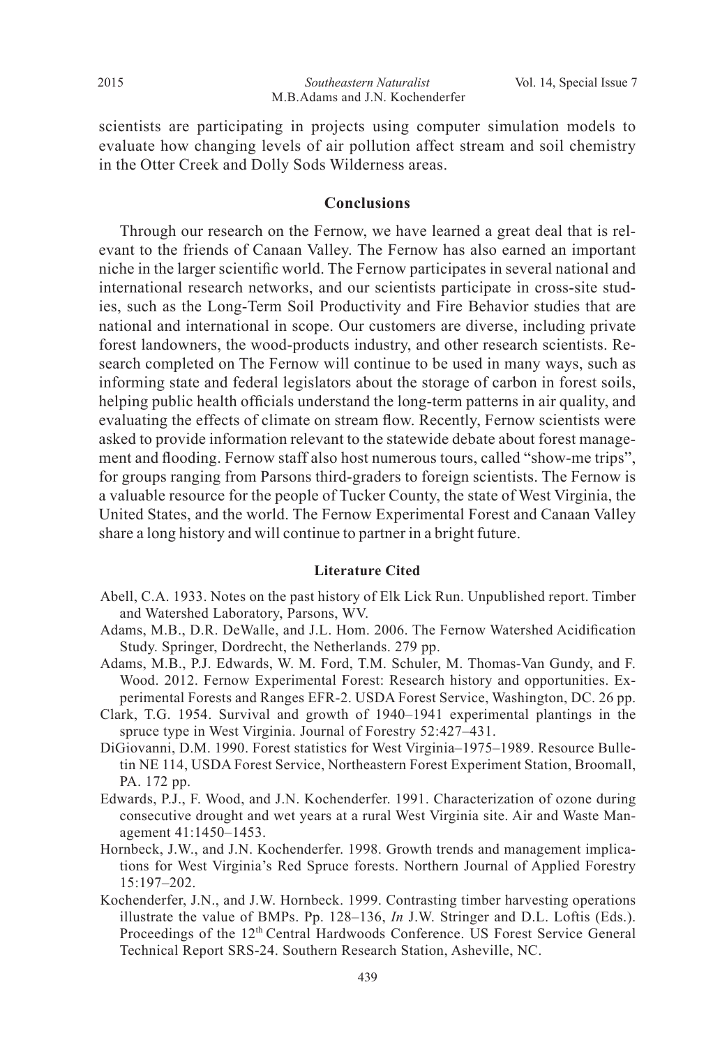scientists are participating in projects using computer simulation models to evaluate how changing levels of air pollution affect stream and soil chemistry in the Otter Creek and Dolly Sods Wilderness areas.

## Conclusions

Through our research on the Fernow, we have learned a great deal that is relevant to the friends of Canaan Valley. The Fernow has also earned an important niche in the larger scientific world. The Fernow participates in several national and international research networks, and our scientists participate in cross-site studies, such as the Long-Term Soil Productivity and Fire Behavior studies that are national and international in scope. Our customers are diverse, including private forest landowners, the wood-products industry, and other research scientists. Research completed on The Fernow will continue to be used in many ways, such as informing state and federal legislators about the storage of carbon in forest soils, helping public health officials understand the long-term patterns in air quality, and evaluating the effects of climate on stream flow. Recently, Fernow scientists were asked to provide information relevant to the statewide debate about forest management and flooding. Fernow staff also host numerous tours, called "show-me trips", for groups ranging from Parsons third-graders to foreign scientists. The Fernow is a valuable resource for the people of Tucker County, the state of West Virginia, the United States, and the world. The Fernow Experimental Forest and Canaan Valley share a long history and will continue to partner in a bright future.

### Literature Cited

Abell, C.A. 1933. Notes on the past history of Elk Lick Run. Unpublished report. Timber and Watershed Laboratory, Parsons, WV.

Adams, M.B., D.R. DeWalle, and J.L. Hom. 2006. The Fernow Watershed Acidification Study. Springer, Dordrecht, the Netherlands. 279 pp.

Adams, M.B., P.J. Edwards, W. M. Ford, T.M. Schuler, M. Thomas-Van Gundy, and F. Wood. 2012. Fernow Experimental Forest: Research history and opportunities. Experimental Forests and Ranges EFR-2. USDA Forest Service, Washington, DC. 26 pp.

Clark, T.G. 1954. Survival and growth of 1940–1941 experimental plantings in the spruce type in West Virginia. Journal of Forestry 52:427–431.

DiGiovanni, D.M. 1990. Forest statistics for West Virginia–1975–1989. Resource Bulletin NE 114, USDA Forest Service, Northeastern Forest Experiment Station, Broomall, PA. 172 pp.

Edwards, P.J., F. Wood, and J.N. Kochenderfer. 1991. Characterization of ozone during consecutive drought and wet years at a rural West Virginia site. Air and Waste Management 41:1450–1453.

Hornbeck, J.W., and J.N. Kochenderfer. 1998. Growth trends and management implications for West Virginia's Red Spruce forests. Northern Journal of Applied Forestry 15:197–202.

Kochenderfer, J.N., and J.W. Hornbeck. 1999. Contrasting timber harvesting operations illustrate the value of BMPs. Pp. 128–136, *In* J.W. Stringer and D.L. Loftis (Eds.). Proceedings of the 12th Central Hardwoods Conference. US Forest Service General Technical Report SRS-24. Southern Research Station, Asheville, NC.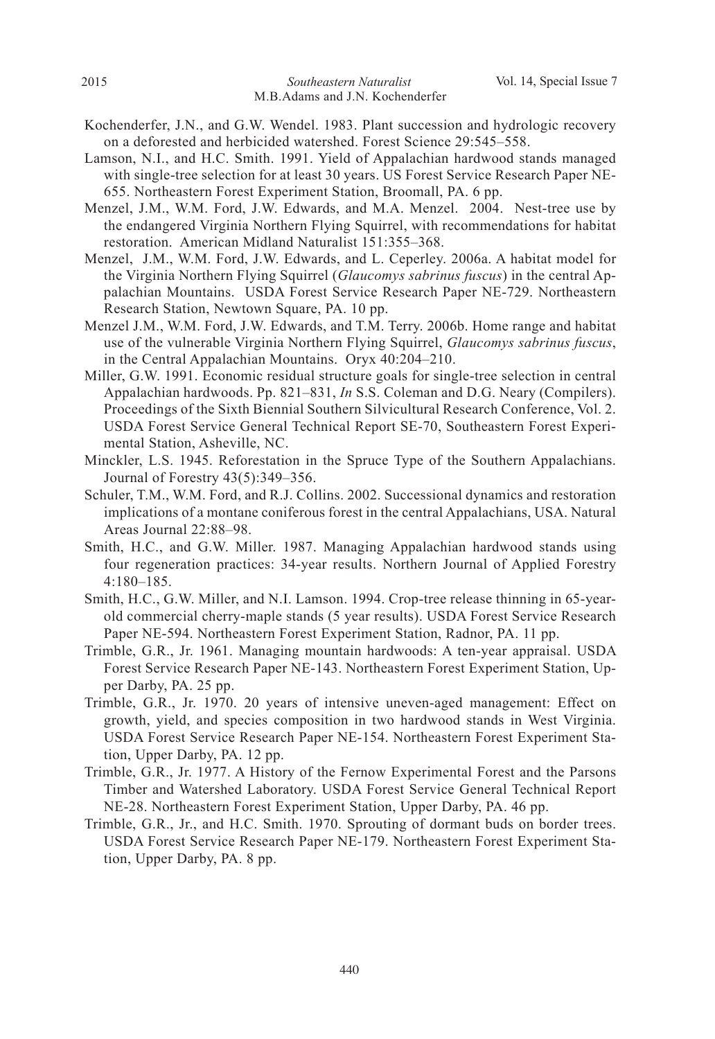Kochenderfer, J.N., and G.W. Wendel. 1983. Plant succession and hydrologic recovery on a deforested and herbicided watershed. Forest Science 29:545–558.

Lamson, N.I., and H.C. Smith. 1991. Yield of Appalachian hardwood stands managed with single-tree selection for at least 30 years. US Forest Service Research Paper NE-655. Northeastern Forest Experiment Station, Broomall, PA. 6 pp.

Menzel, J.M., W.M. Ford, J.W. Edwards, and M.A. Menzel. 2004. Nest-tree use by the endangered Virginia Northern Flying Squirrel, with recommendations for habitat restoration. American Midland Naturalist 151:355–368.

Menzel, J.M., W.M. Ford, J.W. Edwards, and L. Ceperley. 2006a. A habitat model for the Virginia Northern Flying Squirrel (*Glaucomys sabrinus fuscus*) in the central Appalachian Mountains. USDA Forest Service Research Paper NE-729. Northeastern Research Station, Newtown Square, PA. 10 pp.

Menzel J.M., W.M. Ford, J.W. Edwards, and T.M. Terry. 2006b. Home range and habitat use of the vulnerable Virginia Northern Flying Squirrel, *Glaucomys sabrinus fuscus*, in the Central Appalachian Mountains. Oryx 40:204–210.

Miller, G.W. 1991. Economic residual structure goals for single-tree selection in central Appalachian hardwoods. Pp. 821–831, *In* S.S. Coleman and D.G. Neary (Compilers). Proceedings of the Sixth Biennial Southern Silvicultural Research Conference, Vol. 2. USDA Forest Service General Technical Report SE-70, Southeastern Forest Experimental Station, Asheville, NC.

Minckler, L.S. 1945. Reforestation in the Spruce Type of the Southern Appalachians. Journal of Forestry 43(5):349–356.

Schuler, T.M., W.M. Ford, and R.J. Collins. 2002. Successional dynamics and restoration implications of a montane coniferous forest in the central Appalachians, USA. Natural Areas Journal 22:88–98.

Smith, H.C., and G.W. Miller. 1987. Managing Appalachian hardwood stands using four regeneration practices: 34-year results. Northern Journal of Applied Forestry 4:180–185.

Smith, H.C., G.W. Miller, and N.I. Lamson. 1994. Crop-tree release thinning in 65-year-old commercial cherry-maple stands (5 year results). USDA Forest Service Research Paper NE-594. Northeastern Forest Experiment Station, Radnor, PA. 11 pp.

Trimble, G.R., Jr. 1961. Managing mountain hardwoods: A ten-year appraisal. USDA Forest Service Research Paper NE-143. Northeastern Forest Experiment Station, Upper Darby, PA. 25 pp.

Trimble, G.R., Jr. 1970. 20 years of intensive uneven-aged management: Effect on growth, yield, and species composition in two hardwood stands in West Virginia. USDA Forest Service Research Paper NE-154. Northeastern Forest Experiment Station, Upper Darby, PA. 12 pp.

Trimble, G.R., Jr. 1977. A History of the Fernow Experimental Forest and the Parsons Timber and Watershed Laboratory. USDA Forest Service General Technical Report NE-28. Northeastern Forest Experiment Station, Upper Darby, PA. 46 pp.

Trimble, G.R., Jr., and H.C. Smith. 1970. Sprouting of dormant buds on border trees. USDA Forest Service Research Paper NE-179. Northeastern Forest Experiment Station, Upper Darby, PA. 8 pp.